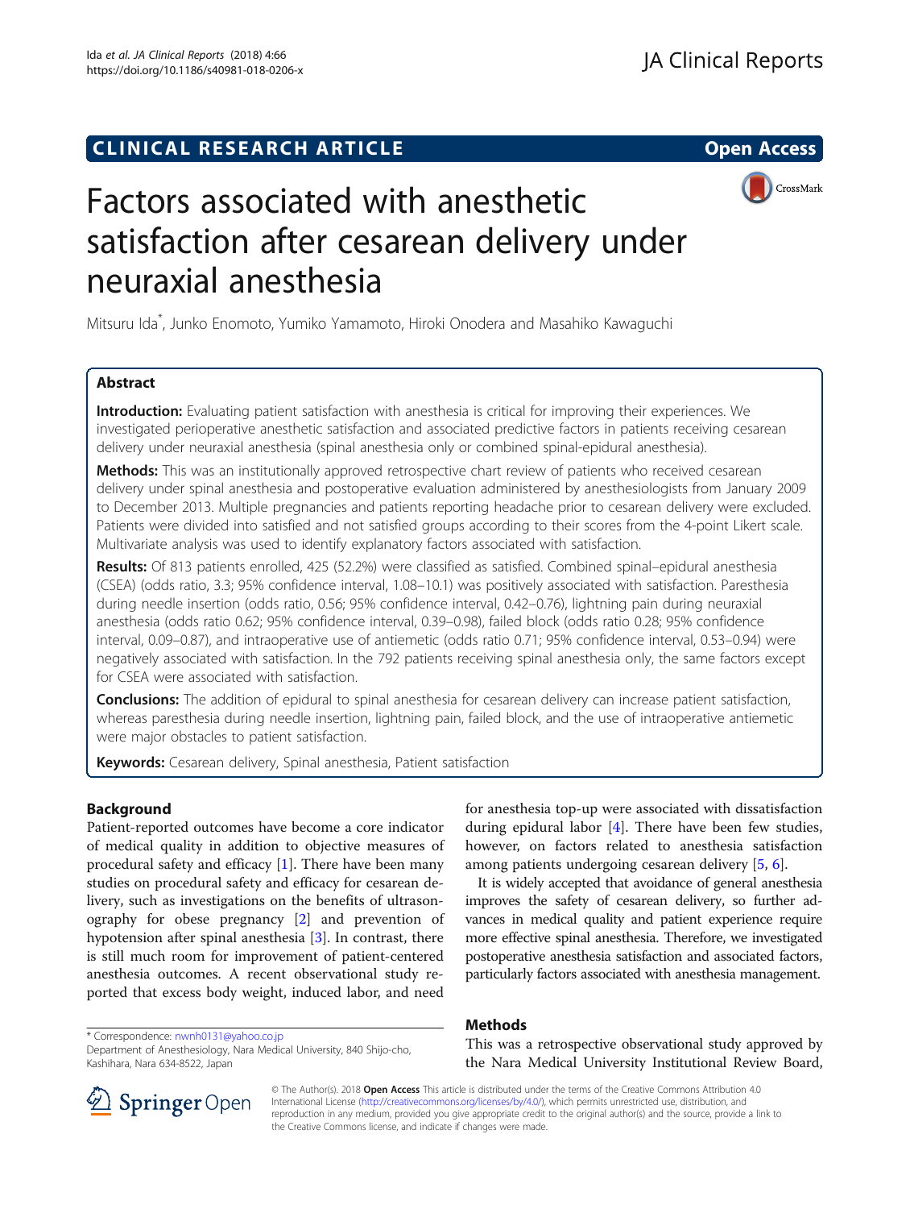CLINICAL RESEARCH ARTICLE

Open Access

# Factors associated with anesthetic satisfaction after cesarean delivery under neuraxial anesthesia

Mitsuru Ida*, Junko Enomoto, Yumiko Yamamoto, Hiroki Onodera and Masahiko Kawaguchi

## Abstract

**Introduction:** Evaluating patient satisfaction with anesthesia is critical for improving their experiences. We investigated perioperative anesthetic satisfaction and associated predictive factors in patients receiving cesarean delivery under neuraxial anesthesia (spinal anesthesia only or combined spinal-epidural anesthesia).

**Methods:** This was an institutionally approved retrospective chart review of patients who received cesarean delivery under spinal anesthesia and postoperative evaluation administered by anesthesiologists from January 2009 to December 2013. Multiple pregnancies and patients reporting headache prior to cesarean delivery were excluded. Patients were divided into satisfied and not satisfied groups according to their scores from the 4-point Likert scale. Multivariate analysis was used to identify explanatory factors associated with satisfaction.

**Results:** Of 813 patients enrolled, 425 (52.2%) were classified as satisfied. Combined spinal–epidural anesthesia (CSEA) (odds ratio, 3.3; 95% confidence interval, 1.08–10.1) was positively associated with satisfaction. Paresthesia during needle insertion (odds ratio, 0.56; 95% confidence interval, 0.42–0.76), lightning pain during neuraxial anesthesia (odds ratio 0.62; 95% confidence interval, 0.39–0.98), failed block (odds ratio 0.28; 95% confidence interval, 0.09–0.87), and intraoperative use of antiemetic (odds ratio 0.71; 95% confidence interval, 0.53–0.94) were negatively associated with satisfaction. In the 792 patients receiving spinal anesthesia only, the same factors except for CSEA were associated with satisfaction.

**Conclusions:** The addition of epidural to spinal anesthesia for cesarean delivery can increase patient satisfaction, whereas paresthesia during needle insertion, lightning pain, failed block, and the use of intraoperative antiemetic were major obstacles to patient satisfaction.

**Keywords:** Cesarean delivery, Spinal anesthesia, Patient satisfaction

## Background

Patient-reported outcomes have become a core indicator of medical quality in addition to objective measures of procedural safety and efficacy [1]. There have been many studies on procedural safety and efficacy for cesarean delivery, such as investigations on the benefits of ultrasonography for obese pregnancy [2] and prevention of hypotension after spinal anesthesia [3]. In contrast, there is still much room for improvement of patient-centered anesthesia outcomes. A recent observational study reported that excess body weight, induced labor, and need for anesthesia top-up were associated with dissatisfaction during epidural labor [4]. There have been few studies, however, on factors related to anesthesia satisfaction among patients undergoing cesarean delivery [5, 6].

It is widely accepted that avoidance of general anesthesia improves the safety of cesarean delivery, so further advances in medical quality and patient experience require more effective spinal anesthesia. Therefore, we investigated postoperative anesthesia satisfaction and associated factors, particularly factors associated with anesthesia management.

## Methods

This was a retrospective observational study approved by the Nara Medical University Institutional Review Board,

* Correspondence: nwnh0131@yahoo.co.jp
Department of Anesthesiology, Nara Medical University, 840 Shijo-cho, Kashihara, Nara 634-8522, Japan

© The Author(s). 2018 **Open Access** This article is distributed under the terms of the Creative Commons Attribution 4.0 International License (http://creativecommons.org/licenses/by/4.0/), which permits unrestricted use, distribution, and reproduction in any medium, provided you give appropriate credit to the original author(s) and the source, provide a link to the Creative Commons license, and indicate if changes were made.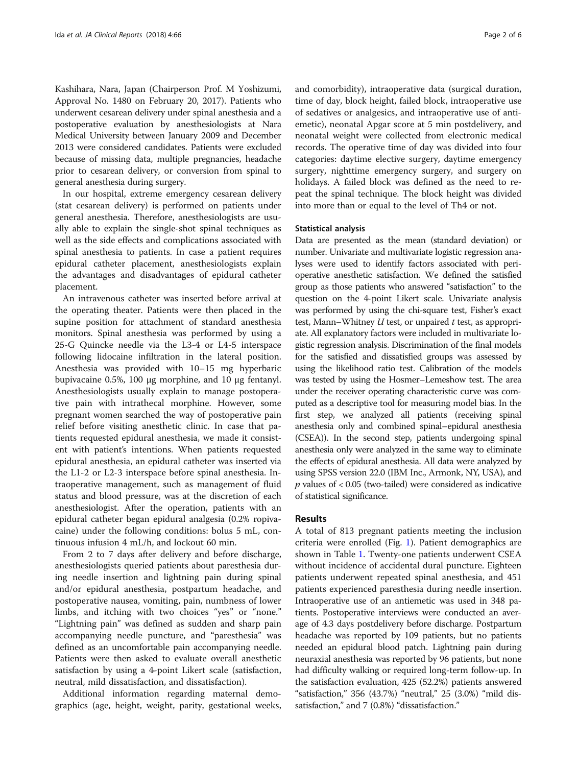Kashihara, Nara, Japan (Chairperson Prof. M Yoshizumi, Approval No. 1480 on February 20, 2017). Patients who underwent cesarean delivery under spinal anesthesia and a postoperative evaluation by anesthesiologists at Nara Medical University between January 2009 and December 2013 were considered candidates. Patients were excluded because of missing data, multiple pregnancies, headache prior to cesarean delivery, or conversion from spinal to general anesthesia during surgery.

In our hospital, extreme emergency cesarean delivery (stat cesarean delivery) is performed on patients under general anesthesia. Therefore, anesthesiologists are usually able to explain the single-shot spinal techniques as well as the side effects and complications associated with spinal anesthesia to patients. In case a patient requires epidural catheter placement, anesthesiologists explain the advantages and disadvantages of epidural catheter placement.

An intravenous catheter was inserted before arrival at the operating theater. Patients were then placed in the supine position for attachment of standard anesthesia monitors. Spinal anesthesia was performed by using a 25-G Quincke needle via the L3-4 or L4-5 interspace following lidocaine infiltration in the lateral position. Anesthesia was provided with 10–15 mg hyperbaric bupivacaine 0.5%, 100 μg morphine, and 10 μg fentanyl. Anesthesiologists usually explain to manage postoperative pain with intrathecal morphine. However, some pregnant women searched the way of postoperative pain relief before visiting anesthetic clinic. In case that patients requested epidural anesthesia, we made it consistent with patient's intentions. When patients requested epidural anesthesia, an epidural catheter was inserted via the L1-2 or L2-3 interspace before spinal anesthesia. Intraoperative management, such as management of fluid status and blood pressure, was at the discretion of each anesthesiologist. After the operation, patients with an epidural catheter began epidural analgesia (0.2% ropivacaine) under the following conditions: bolus 5 mL, continuous infusion 4 mL/h, and lockout 60 min.

From 2 to 7 days after delivery and before discharge, anesthesiologists queried patients about paresthesia during needle insertion and lightning pain during spinal and/or epidural anesthesia, postpartum headache, and postoperative nausea, vomiting, pain, numbness of lower limbs, and itching with two choices "yes" or "none." "Lightning pain" was defined as sudden and sharp pain accompanying needle puncture, and "paresthesia" was defined as an uncomfortable pain accompanying needle. Patients were then asked to evaluate overall anesthetic satisfaction by using a 4-point Likert scale (satisfaction, neutral, mild dissatisfaction, and dissatisfaction).

Additional information regarding maternal demographics (age, height, weight, parity, gestational weeks, and comorbidity), intraoperative data (surgical duration, time of day, block height, failed block, intraoperative use of sedatives or analgesics, and intraoperative use of antiemetic), neonatal Apgar score at 5 min postdelivery, and neonatal weight were collected from electronic medical records. The operative time of day was divided into four categories: daytime elective surgery, daytime emergency surgery, nighttime emergency surgery, and surgery on holidays. A failed block was defined as the need to repeat the spinal technique. The block height was divided into more than or equal to the level of Th4 or not.

### Statistical analysis

Data are presented as the mean (standard deviation) or number. Univariate and multivariate logistic regression analyses were used to identify factors associated with perioperative anesthetic satisfaction. We defined the satisfied group as those patients who answered "satisfaction" to the question on the 4-point Likert scale. Univariate analysis was performed by using the chi-square test, Fisher's exact test, Mann–Whitney $U$ test, or unpaired $t$ test, as appropriate. All explanatory factors were included in multivariate logistic regression analysis. Discrimination of the final models for the satisfied and dissatisfied groups was assessed by using the likelihood ratio test. Calibration of the models was tested by using the Hosmer–Lemeshow test. The area under the receiver operating characteristic curve was computed as a descriptive tool for measuring model bias. In the first step, we analyzed all patients (receiving spinal anesthesia only and combined spinal–epidural anesthesia (CSEA)). In the second step, patients undergoing spinal anesthesia only were analyzed in the same way to eliminate the effects of epidural anesthesia. All data were analyzed by using SPSS version 22.0 (IBM Inc., Armonk, NY, USA), and $p$ values of < 0.05 (two-tailed) were considered as indicative of statistical significance.

## Results

A total of 813 pregnant patients meeting the inclusion criteria were enrolled (Fig. 1). Patient demographics are shown in Table 1. Twenty-one patients underwent CSEA without incidence of accidental dural puncture. Eighteen patients underwent repeated spinal anesthesia, and 451 patients experienced paresthesia during needle insertion. Intraoperative use of an antiemetic was used in 348 patients. Postoperative interviews were conducted an average of 4.3 days postdelivery before discharge. Postpartum headache was reported by 109 patients, but no patients needed an epidural blood patch. Lightning pain during neuraxial anesthesia was reported by 96 patients, but none had difficulty walking or required long-term follow-up. In the satisfaction evaluation, 425 (52.2%) patients answered "satisfaction," 356 (43.7%) "neutral," 25 (3.0%) "mild dissatisfaction," and 7 (0.8%) "dissatisfaction."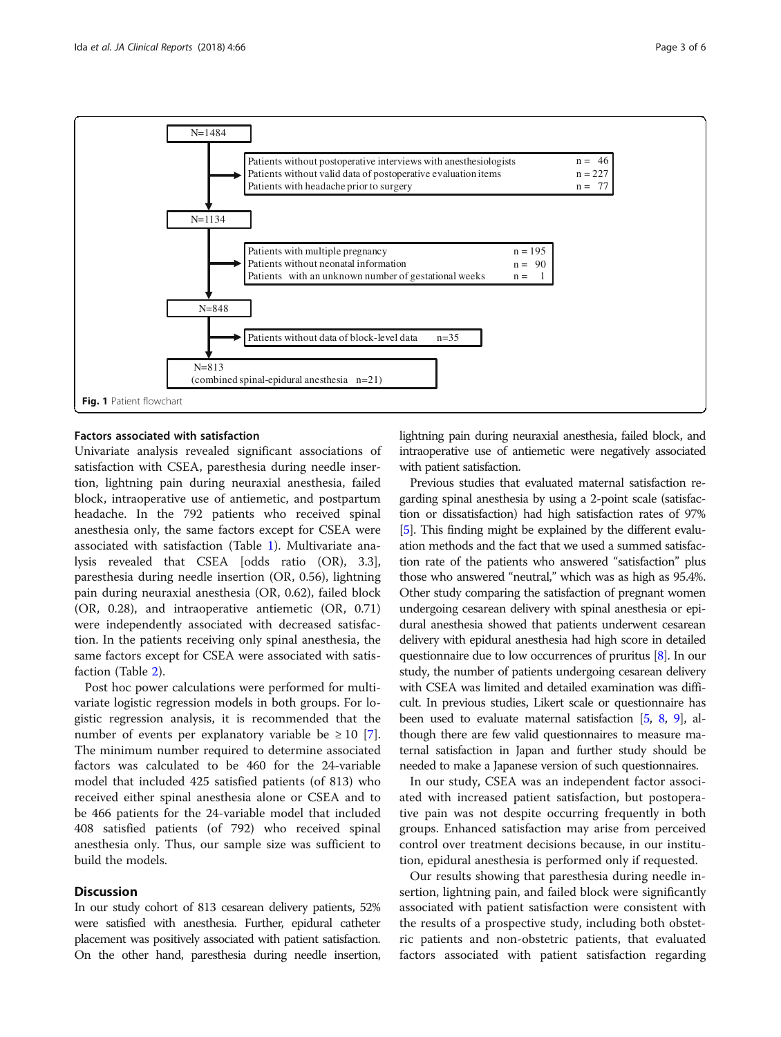N=1484

| Excluded | n |
| --- | --- |
| Patients without postoperative interviews with anesthesiologists | n = 46 |
| Patients without valid data of postoperative evaluation items | n = 227 |
| Patients with headache prior to surgery | n = 77 |

N=1134

| Excluded | n |
| --- | --- |
| Patients with multiple pregnancy | n = 195 |
| Patients without neonatal information | n = 90 |
| Patients with an unknown number of gestational weeks | n = 1 |

N=848

| Excluded | n |
| --- | --- |
| Patients without data of block-level data | n=35 |

N=813
(combined spinal-epidural anesthesia n=21)

**Fig. 1** Patient flowchart

### Factors associated with satisfaction

Univariate analysis revealed significant associations of satisfaction with CSEA, paresthesia during needle insertion, lightning pain during neuraxial anesthesia, failed block, intraoperative use of antiemetic, and postpartum headache. In the 792 patients who received spinal anesthesia only, the same factors except for CSEA were associated with satisfaction (Table 1). Multivariate analysis revealed that CSEA [odds ratio (OR), 3.3], paresthesia during needle insertion (OR, 0.56), lightning pain during neuraxial anesthesia (OR, 0.62), failed block (OR, 0.28), and intraoperative antiemetic (OR, 0.71) were independently associated with decreased satisfaction. In the patients receiving only spinal anesthesia, the same factors except for CSEA were associated with satisfaction (Table 2).

Post hoc power calculations were performed for multivariate logistic regression models in both groups. For logistic regression analysis, it is recommended that the number of events per explanatory variable be ≥ 10 [7]. The minimum number required to determine associated factors was calculated to be 460 for the 24-variable model that included 425 satisfied patients (of 813) who received either spinal anesthesia alone or CSEA and to be 466 patients for the 24-variable model that included 408 satisfied patients (of 792) who received spinal anesthesia only. Thus, our sample size was sufficient to build the models.

## Discussion

In our study cohort of 813 cesarean delivery patients, 52% were satisfied with anesthesia. Further, epidural catheter placement was positively associated with patient satisfaction. On the other hand, paresthesia during needle insertion, lightning pain during neuraxial anesthesia, failed block, and intraoperative use of antiemetic were negatively associated with patient satisfaction.

Previous studies that evaluated maternal satisfaction regarding spinal anesthesia by using a 2-point scale (satisfaction or dissatisfaction) had high satisfaction rates of 97% [5]. This finding might be explained by the different evaluation methods and the fact that we used a summed satisfaction rate of the patients who answered "satisfaction" plus those who answered "neutral," which was as high as 95.4%. Other study comparing the satisfaction of pregnant women undergoing cesarean delivery with spinal anesthesia or epidural anesthesia showed that patients underwent cesarean delivery with epidural anesthesia had high score in detailed questionnaire due to low occurrences of pruritus [8]. In our study, the number of patients undergoing cesarean delivery with CSEA was limited and detailed examination was difficult. In previous studies, Likert scale or questionnaire has been used to evaluate maternal satisfaction [5, 8, 9], although there are few valid questionnaires to measure maternal satisfaction in Japan and further study should be needed to make a Japanese version of such questionnaires.

In our study, CSEA was an independent factor associated with increased patient satisfaction, but postoperative pain was not despite occurring frequently in both groups. Enhanced satisfaction may arise from perceived control over treatment decisions because, in our institution, epidural anesthesia is performed only if requested.

Our results showing that paresthesia during needle insertion, lightning pain, and failed block were significantly associated with patient satisfaction were consistent with the results of a prospective study, including both obstetric patients and non-obstetric patients, that evaluated factors associated with patient satisfaction regarding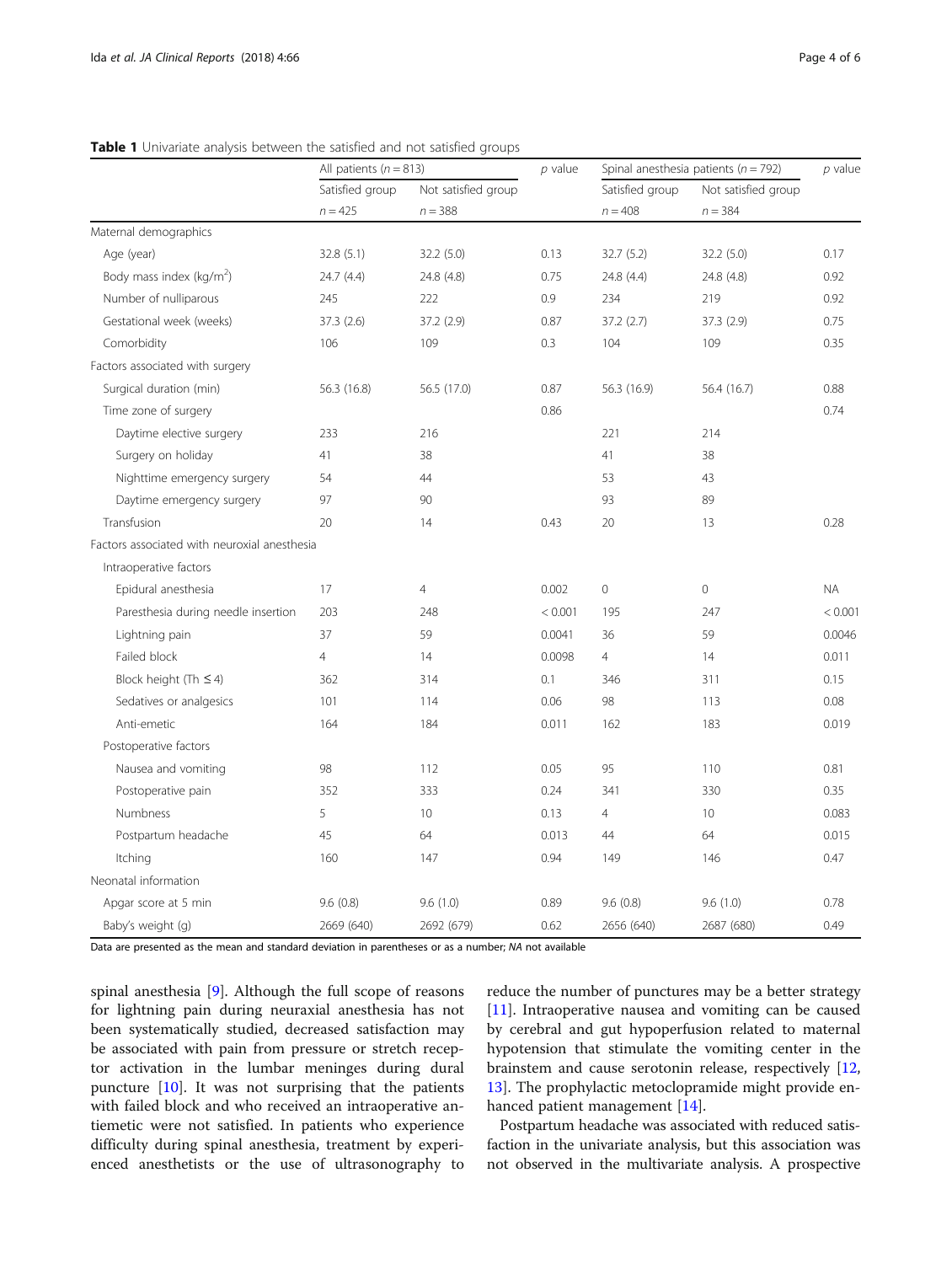**Table 1** Univariate analysis between the satisfied and not satisfied groups

| | All patients ($n = 813$) | | $p$ value | Spinal anesthesia patients ($n = 792$) | | $p$ value |
|---|---|---|---|---|---|---|
| | Satisfied group | Not satisfied group | | Satisfied group | Not satisfied group | |
| | $n = 425$ | $n = 388$ | | $n = 408$ | $n = 384$ | |
| Maternal demographics | | | | | | |
| Age (year) | 32.8 (5.1) | 32.2 (5.0) | 0.13 | 32.7 (5.2) | 32.2 (5.0) | 0.17 |
| Body mass index (kg/m$^2$) | 24.7 (4.4) | 24.8 (4.8) | 0.75 | 24.8 (4.4) | 24.8 (4.8) | 0.92 |
| Number of nulliparous | 245 | 222 | 0.9 | 234 | 219 | 0.92 |
| Gestational week (weeks) | 37.3 (2.6) | 37.2 (2.9) | 0.87 | 37.2 (2.7) | 37.3 (2.9) | 0.75 |
| Comorbidity | 106 | 109 | 0.3 | 104 | 109 | 0.35 |
| Factors associated with surgery | | | | | | |
| Surgical duration (min) | 56.3 (16.8) | 56.5 (17.0) | 0.87 | 56.3 (16.9) | 56.4 (16.7) | 0.88 |
| Time zone of surgery | | | 0.86 | | | 0.74 |
| Daytime elective surgery | 233 | 216 | | 221 | 214 | |
| Surgery on holiday | 41 | 38 | | 41 | 38 | |
| Nighttime emergency surgery | 54 | 44 | | 53 | 43 | |
| Daytime emergency surgery | 97 | 90 | | 93 | 89 | |
| Transfusion | 20 | 14 | 0.43 | 20 | 13 | 0.28 |
| Factors associated with neuroxial anesthesia | | | | | | |
| Intraoperative factors | | | | | | |
| Epidural anesthesia | 17 | 4 | 0.002 | 0 | 0 | NA |
| Paresthesia during needle insertion | 203 | 248 | < 0.001 | 195 | 247 | < 0.001 |
| Lightning pain | 37 | 59 | 0.0041 | 36 | 59 | 0.0046 |
| Failed block | 4 | 14 | 0.0098 | 4 | 14 | 0.011 |
| Block height (Th ≤ 4) | 362 | 314 | 0.1 | 346 | 311 | 0.15 |
| Sedatives or analgesics | 101 | 114 | 0.06 | 98 | 113 | 0.08 |
| Anti-emetic | 164 | 184 | 0.011 | 162 | 183 | 0.019 |
| Postoperative factors | | | | | | |
| Nausea and vomiting | 98 | 112 | 0.05 | 95 | 110 | 0.81 |
| Postoperative pain | 352 | 333 | 0.24 | 341 | 330 | 0.35 |
| Numbness | 5 | 10 | 0.13 | 4 | 10 | 0.083 |
| Postpartum headache | 45 | 64 | 0.013 | 44 | 64 | 0.015 |
| Itching | 160 | 147 | 0.94 | 149 | 146 | 0.47 |
| Neonatal information | | | | | | |
| Apgar score at 5 min | 9.6 (0.8) | 9.6 (1.0) | 0.89 | 9.6 (0.8) | 9.6 (1.0) | 0.78 |
| Baby's weight (g) | 2669 (640) | 2692 (679) | 0.62 | 2656 (640) | 2687 (680) | 0.49 |

Data are presented as the mean and standard deviation in parentheses or as a number; *NA* not available

spinal anesthesia [9]. Although the full scope of reasons for lightning pain during neuraxial anesthesia has not been systematically studied, decreased satisfaction may be associated with pain from pressure or stretch receptor activation in the lumbar meninges during dural puncture [10]. It was not surprising that the patients with failed block and who received an intraoperative antiemetic were not satisfied. In patients who experience difficulty during spinal anesthesia, treatment by experienced anesthetists or the use of ultrasonography to reduce the number of punctures may be a better strategy [11]. Intraoperative nausea and vomiting can be caused by cerebral and gut hypoperfusion related to maternal hypotension that stimulate the vomiting center in the brainstem and cause serotonin release, respectively [12, 13]. The prophylactic metoclopramide might provide enhanced patient management [14].

Postpartum headache was associated with reduced satisfaction in the univariate analysis, but this association was not observed in the multivariate analysis. A prospective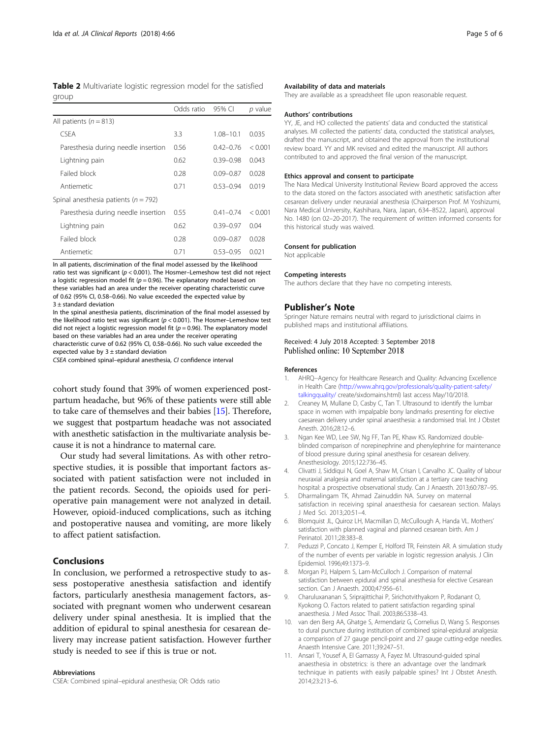**Table 2** Multivariate logistic regression model for the satisfied group

| | Odds ratio | 95% CI | *p* value |
|---|---|---|---|
| All patients ($n = 813$) | | | |
| CSEA | 3.3 | 1.08–10.1 | 0.035 |
| Paresthesia during needle insertion | 0.56 | 0.42–0.76 | < 0.001 |
| Lightning pain | 0.62 | 0.39–0.98 | 0.043 |
| Failed block | 0.28 | 0.09–0.87 | 0.028 |
| Antiemetic | 0.71 | 0.53–0.94 | 0.019 |
| Spinal anesthesia patients ($n = 792$) | | | |
| Paresthesia during needle insertion | 0.55 | 0.41–0.74 | < 0.001 |
| Lightning pain | 0.62 | 0.39–0.97 | 0.04 |
| Failed block | 0.28 | 0.09–0.87 | 0.028 |
| Antiemetic | 0.71 | 0.53–0.95 | 0.021 |

In all patients, discrimination of the final model assessed by the likelihood ratio test was significant ($p < 0.001$). The Hosmer–Lemeshow test did not reject a logistic regression model fit ($p = 0.96$). The explanatory model based on these variables had an area under the receiver operating characteristic curve of 0.62 (95% CI, 0.58–0.66). No value exceeded the expected value by 3 ± standard deviation

In the spinal anesthesia patients, discrimination of the final model assessed by the likelihood ratio test was significant ($p < 0.001$). The Hosmer–Lemeshow test did not reject a logistic regression model fit ($p = 0.96$). The explanatory model based on these variables had an area under the receiver operating characteristic curve of 0.62 (95% CI, 0.58–0.66). No such value exceeded the expected value by 3 ± standard deviation

*CSEA* combined spinal–epidural anesthesia, *CI* confidence interval

cohort study found that 39% of women experienced postpartum headache, but 96% of these patients were still able to take care of themselves and their babies [15]. Therefore, we suggest that postpartum headache was not associated with anesthetic satisfaction in the multivariate analysis because it is not a hindrance to maternal care.

Our study had several limitations. As with other retrospective studies, it is possible that important factors associated with patient satisfaction were not included in the patient records. Second, the opioids used for perioperative pain management were not analyzed in detail. However, opioid-induced complications, such as itching and postoperative nausea and vomiting, are more likely to affect patient satisfaction.

## Conclusions

In conclusion, we performed a retrospective study to assess postoperative anesthesia satisfaction and identify factors, particularly anesthesia management factors, associated with pregnant women who underwent cesarean delivery under spinal anesthesia. It is implied that the addition of epidural to spinal anesthesia for cesarean delivery may increase patient satisfaction. However further study is needed to see if this is true or not.

#### Abbreviations

CSEA: Combined spinal–epidural anesthesia; OR: Odds ratio

#### Availability of data and materials

They are available as a spreadsheet file upon reasonable request.

#### Authors' contributions

YY, JE, and HO collected the patients' data and conducted the statistical analyses. MI collected the patients' data, conducted the statistical analyses, drafted the manuscript, and obtained the approval from the institutional review board. YY and MK revised and edited the manuscript. All authors contributed to and approved the final version of the manuscript.

#### Ethics approval and consent to participate

The Nara Medical University Institutional Review Board approved the access to the data stored on the factors associated with anesthetic satisfaction after cesarean delivery under neuraxial anesthesia (Chairperson Prof. M Yoshizumi, Nara Medical University, Kashihara, Nara, Japan, 634–8522, Japan), approval No. 1480 (on 02–20-2017). The requirement of written informed consents for this historical study was waived.

#### Consent for publication

Not applicable

#### Competing interests

The authors declare that they have no competing interests.

### Publisher's Note

Springer Nature remains neutral with regard to jurisdictional claims in published maps and institutional affiliations.

Received: 4 July 2018 Accepted: 3 September 2018
Published online: 10 September 2018

#### References

1. AHRQ–Agency for Healthcare Research and Quality: Advancing Excellence in Health Care (http://www.ahrq.gov/professionals/quality-patient-safety/talkingquality/ create/sixdomains.html) last access May/10/2018.
2. Creaney M, Mullane D, Casby C, Tan T. Ultrasound to identify the lumbar space in women with impalpable bony landmarks presenting for elective caesarean delivery under spinal anaesthesia: a randomised trial. Int J Obstet Anesth. 2016;28:12–6.
3. Ngan Kee WD, Lee SW, Ng FF, Tan PE, Khaw KS. Randomized double-blinded comparison of norepinephrine and phenylephrine for maintenance of blood pressure during spinal anesthesia for cesarean delivery. Anesthesiology. 2015;122:736–45.
4. Clivatti J, Siddiqui N, Goel A, Shaw M, Crisan I, Carvalho JC. Quality of labour neuraxial analgesia and maternal satisfaction at a tertiary care teaching hospital: a prospective observational study. Can J Anaesth. 2013;60:787–95.
5. Dharmalingam TK, Ahmad Zainuddin NA. Survey on maternal satisfaction in receiving spinal anaesthesia for caesarean section. Malays J Med Sci. 2013;20:51–4.
6. Blomquist JL, Quiroz LH, Macmillan D, McCullough A, Handa VL. Mothers' satisfaction with planned vaginal and planned cesarean birth. Am J Perinatol. 2011;28:383–8.
7. Peduzzi P, Concato J, Kemper E, Holford TR, Feinstein AR. A simulation study of the number of events per variable in logistic regression analysis. J Clin Epidemiol. 1996;49:1373–9.
8. Morgan PJ, Halpern S, Lam-McCulloch J. Comparison of maternal satisfaction between epidural and spinal anesthesia for elective Cesarean section. Can J Anaesth. 2000;47:956–61.
9. Charuluxananan S, Sriprajittichai P, Sirichotvithyakorn P, Rodanant O, Kyokong O. Factors related to patient satisfaction regarding spinal anaesthesia. J Med Assoc Thail. 2003;86:S338–43.
10. van den Berg AA, Ghatge S, Armendariz G, Cornelius D, Wang S. Responses to dural puncture during institution of combined spinal-epidural analgesia: a comparison of 27 gauge pencil-point and 27 gauge cutting-edge needles. Anaesth Intensive Care. 2011;39:247–51.
11. Ansari T, Yousef A, El Gamassy A, Fayez M. Ultrasound-guided spinal anaesthesia in obstetrics: is there an advantage over the landmark technique in patients with easily palpable spines? Int J Obstet Anesth. 2014;23:213–6.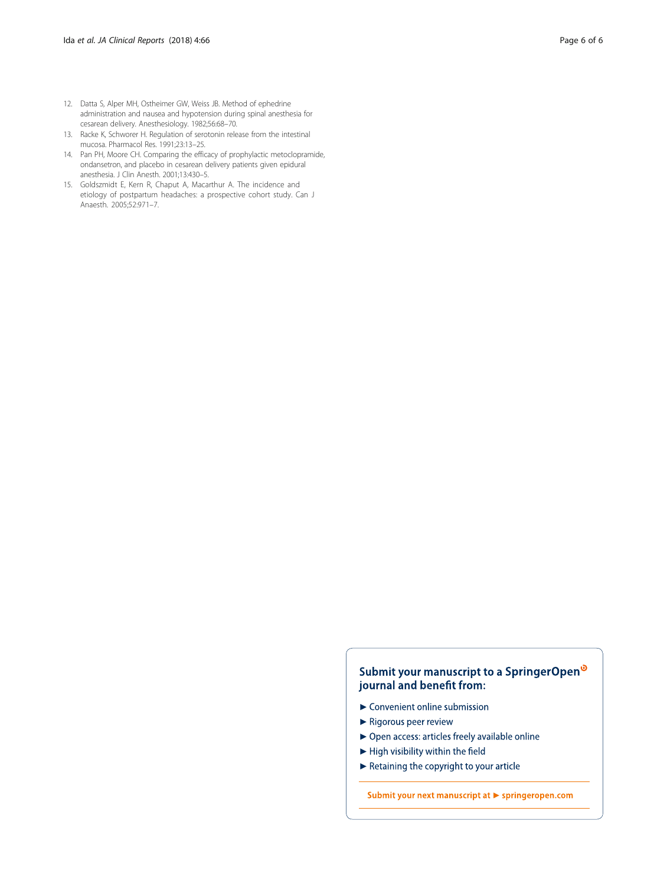12. Datta S, Alper MH, Ostheimer GW, Weiss JB. Method of ephedrine administration and nausea and hypotension during spinal anesthesia for cesarean delivery. Anesthesiology. 1982;56:68–70.
13. Racke K, Schworer H. Regulation of serotonin release from the intestinal mucosa. Pharmacol Res. 1991;23:13–25.
14. Pan PH, Moore CH. Comparing the efficacy of prophylactic metoclopramide, ondansetron, and placebo in cesarean delivery patients given epidural anesthesia. J Clin Anesth. 2001;13:430–5.
15. Goldszmidt E, Kern R, Chaput A, Macarthur A. The incidence and etiology of postpartum headaches: a prospective cohort study. Can J Anaesth. 2005;52:971–7.

**Submit your manuscript to a SpringerOpen journal and benefit from:**

- ► Convenient online submission
- ► Rigorous peer review
- ► Open access: articles freely available online
- ► High visibility within the field
- ► Retaining the copyright to your article

**Submit your next manuscript at ► springeropen.com**